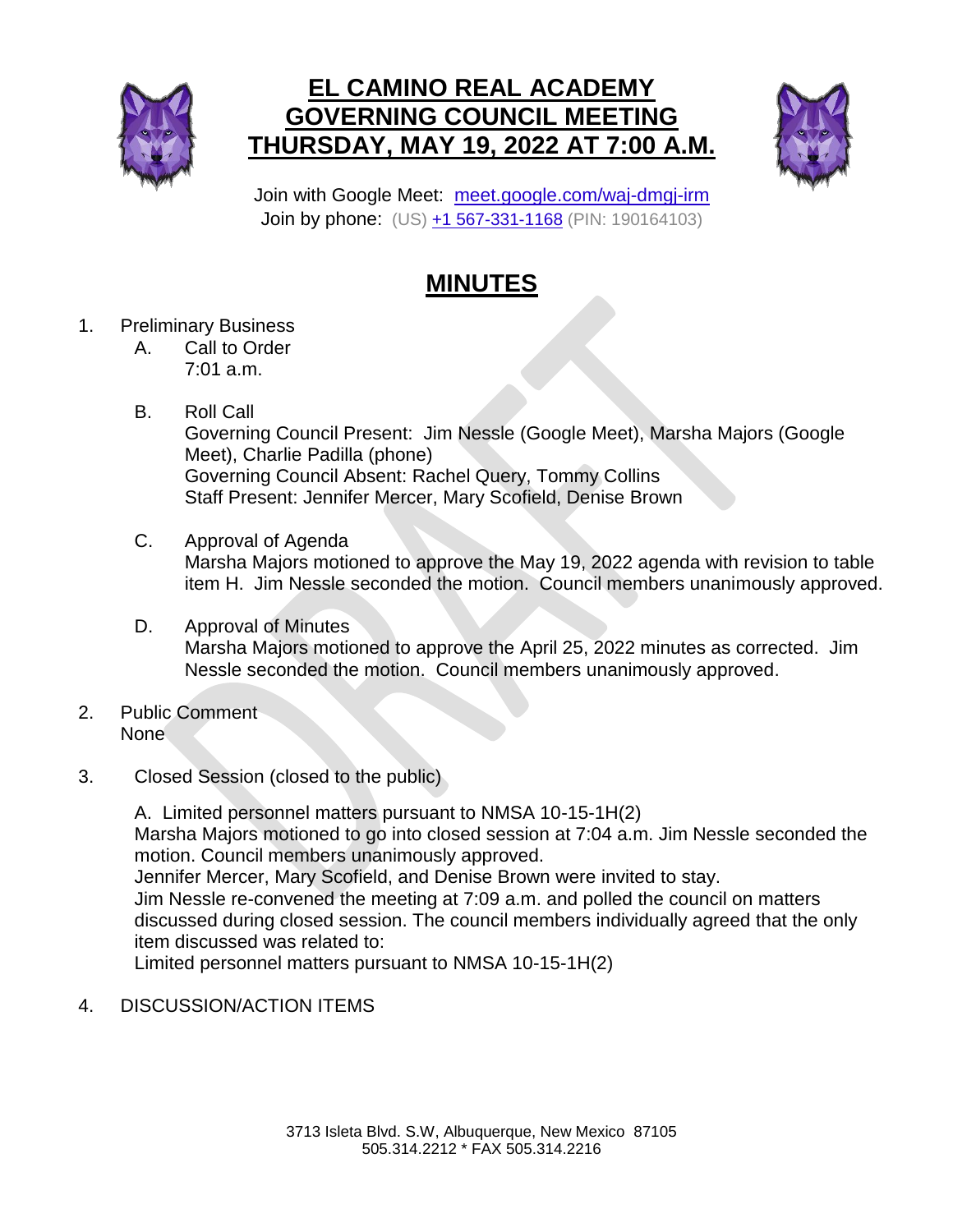# EL CAMINO REAL ACADEMY GOVERNING COUNCIL MEETING THURSDAY, MAY 19, 2022 AT 7:00 A.M.

Join with Google Meet: [meet.google.com/waj-dmgj-irm](meet.google.com/waj-dmgj-irm)
Join by phone: (US) +1 567-331-1168 (PIN: 190164103)

## MINUTES

1. Preliminary Business
   - A. Call to Order
     7:01 a.m.
   - B. Roll Call
     Governing Council Present: Jim Nessle (Google Meet), Marsha Majors (Google Meet), Charlie Padilla (phone)
     Governing Council Absent: Rachel Query, Tommy Collins
     Staff Present: Jennifer Mercer, Mary Scofield, Denise Brown
   - C. Approval of Agenda
     Marsha Majors motioned to approve the May 19, 2022 agenda with revision to table item H. Jim Nessle seconded the motion. Council members unanimously approved.
   - D. Approval of Minutes
     Marsha Majors motioned to approve the April 25, 2022 minutes as corrected. Jim Nessle seconded the motion. Council members unanimously approved.
2. Public Comment
   None
3. Closed Session (closed to the public)

   A. Limited personnel matters pursuant to NMSA 10-15-1H(2)
   Marsha Majors motioned to go into closed session at 7:04 a.m. Jim Nessle seconded the motion. Council members unanimously approved.
   Jennifer Mercer, Mary Scofield, and Denise Brown were invited to stay.
   Jim Nessle re-convened the meeting at 7:09 a.m. and polled the council on matters discussed during closed session. The council members individually agreed that the only item discussed was related to:
   Limited personnel matters pursuant to NMSA 10-15-1H(2)
4. DISCUSSION/ACTION ITEMS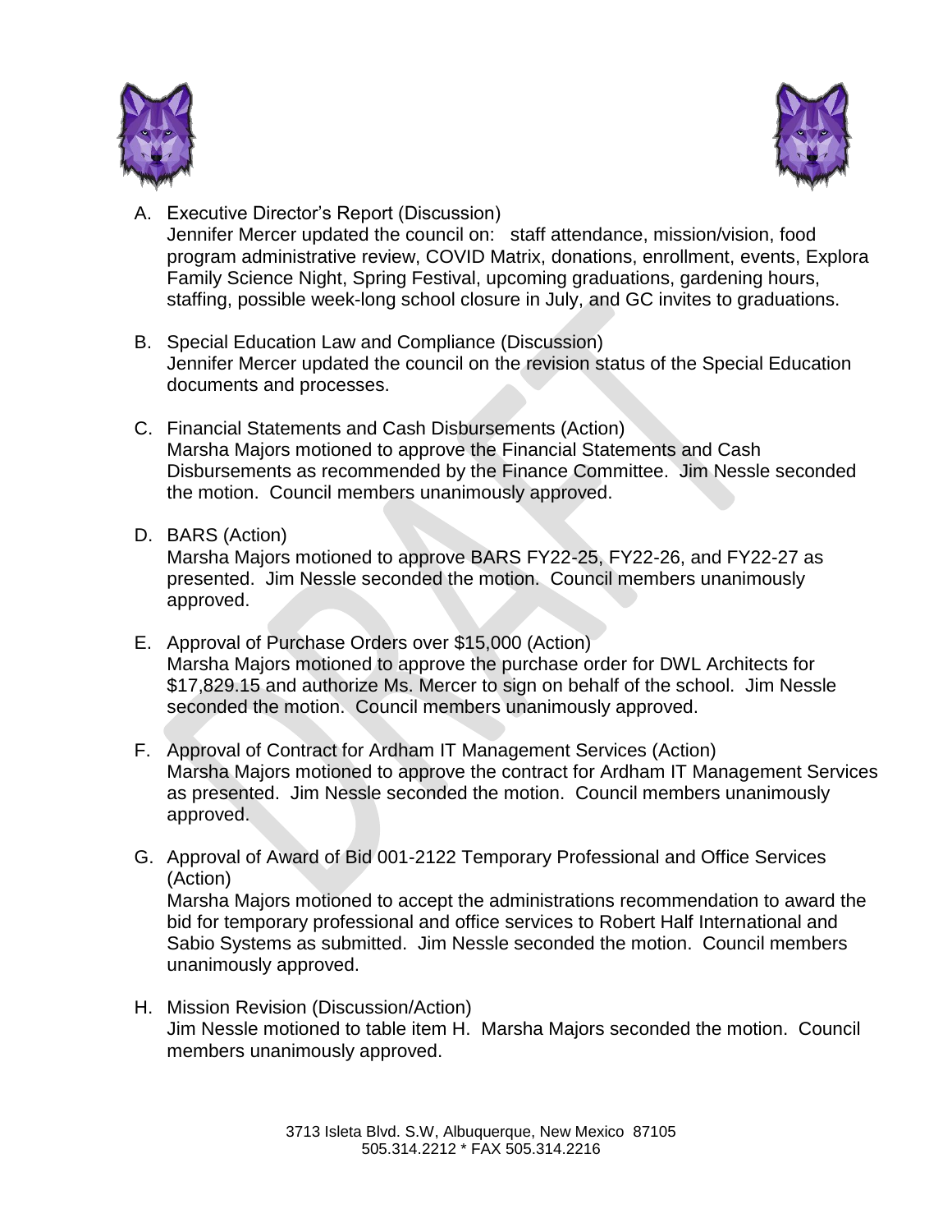A. Executive Director's Report (Discussion)
   Jennifer Mercer updated the council on: staff attendance, mission/vision, food program administrative review, COVID Matrix, donations, enrollment, events, Explora Family Science Night, Spring Festival, upcoming graduations, gardening hours, staffing, possible week-long school closure in July, and GC invites to graduations.

B. Special Education Law and Compliance (Discussion)
   Jennifer Mercer updated the council on the revision status of the Special Education documents and processes.

C. Financial Statements and Cash Disbursements (Action)
   Marsha Majors motioned to approve the Financial Statements and Cash Disbursements as recommended by the Finance Committee. Jim Nessle seconded the motion. Council members unanimously approved.

D. BARS (Action)
   Marsha Majors motioned to approve BARS FY22-25, FY22-26, and FY22-27 as presented. Jim Nessle seconded the motion. Council members unanimously approved.

E. Approval of Purchase Orders over $15,000 (Action)
   Marsha Majors motioned to approve the purchase order for DWL Architects for $17,829.15 and authorize Ms. Mercer to sign on behalf of the school. Jim Nessle seconded the motion. Council members unanimously approved.

F. Approval of Contract for Ardham IT Management Services (Action)
   Marsha Majors motioned to approve the contract for Ardham IT Management Services as presented. Jim Nessle seconded the motion. Council members unanimously approved.

G. Approval of Award of Bid 001-2122 Temporary Professional and Office Services (Action)
   Marsha Majors motioned to accept the administrations recommendation to award the bid for temporary professional and office services to Robert Half International and Sabio Systems as submitted. Jim Nessle seconded the motion. Council members unanimously approved.

H. Mission Revision (Discussion/Action)
   Jim Nessle motioned to table item H. Marsha Majors seconded the motion. Council members unanimously approved.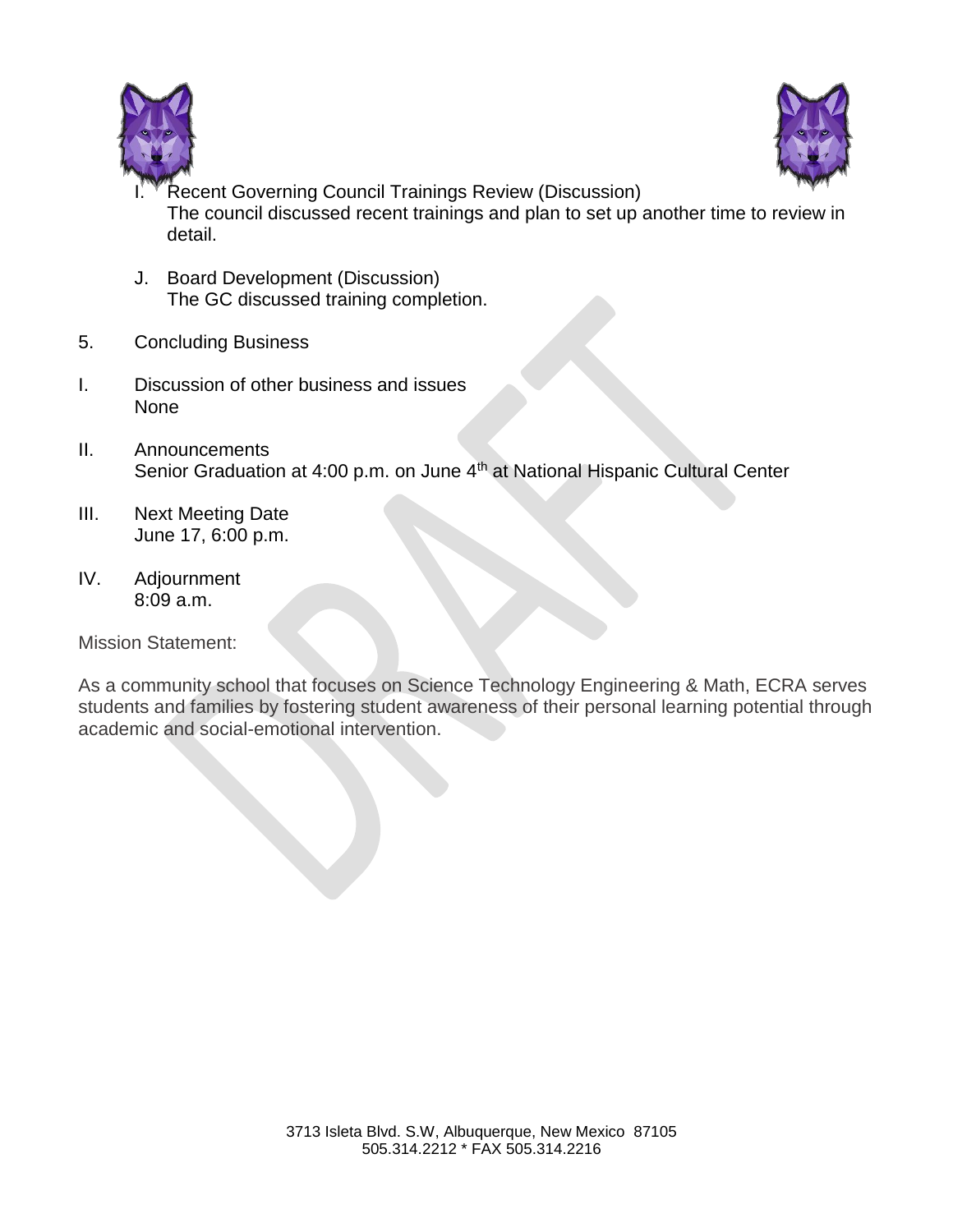I. Recent Governing Council Trainings Review (Discussion)
   The council discussed recent trainings and plan to set up another time to review in detail.

J. Board Development (Discussion)
   The GC discussed training completion.

5. Concluding Business

I. Discussion of other business and issues
   None

II. Announcements
   Senior Graduation at 4:00 p.m. on June 4th at National Hispanic Cultural Center

III. Next Meeting Date
   June 17, 6:00 p.m.

IV. Adjournment
   8:09 a.m.

Mission Statement:

As a community school that focuses on Science Technology Engineering & Math, ECRA serves students and families by fostering student awareness of their personal learning potential through academic and social-emotional intervention.

3713 Isleta Blvd. S.W, Albuquerque, New Mexico 87105
505.314.2212 * FAX 505.314.2216